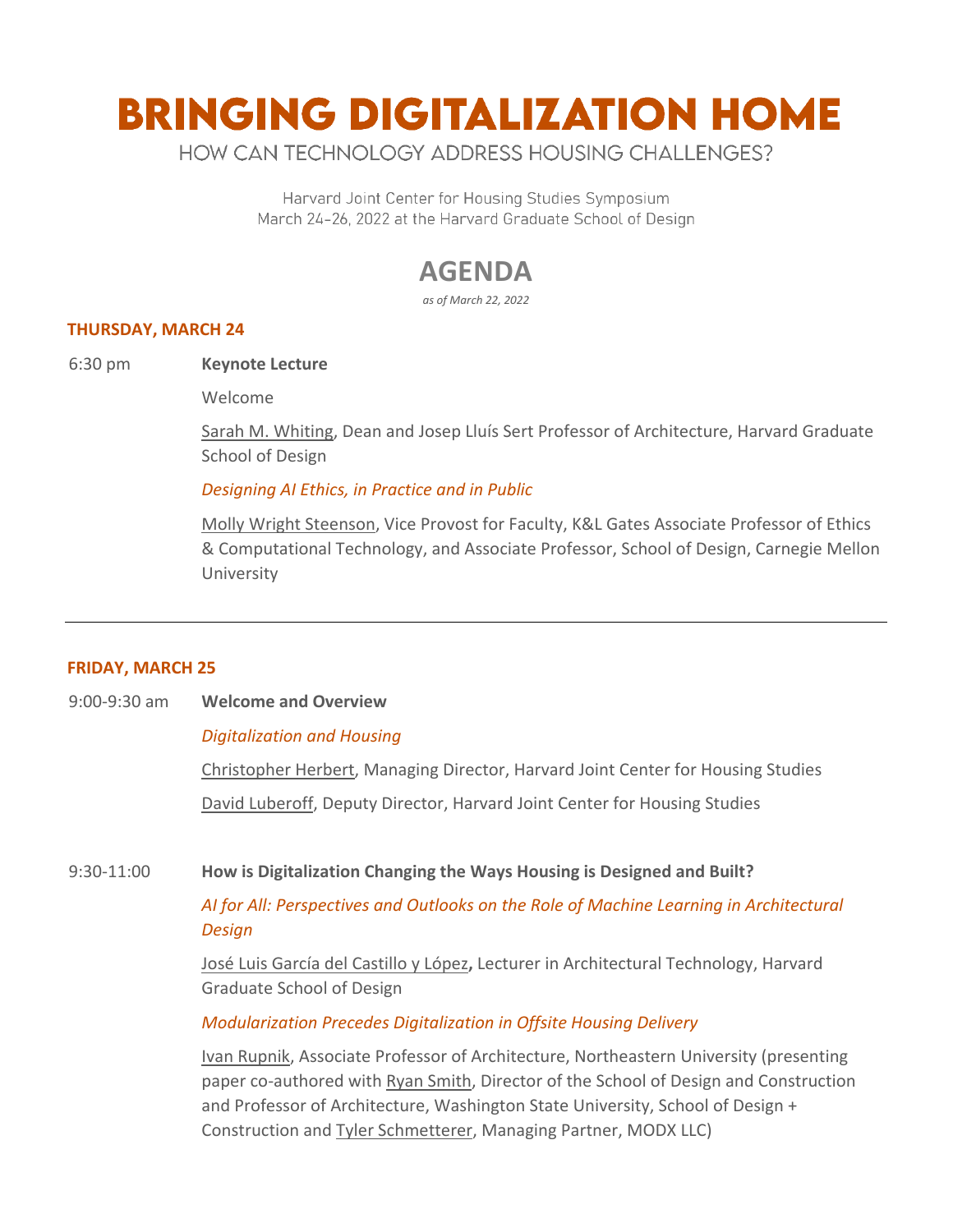# BRINGING DIGITALIZATION HOME

HOW CAN TECHNOLOGY ADDRESS HOUSING CHALLENGES?

Harvard Joint Center for Housing Studies Symposium
March 24-26, 2022 at the Harvard Graduate School of Design

## AGENDA

*as of March 22, 2022*

### THURSDAY, MARCH 24

6:30 pm **Keynote Lecture**

Welcome

Sarah M. Whiting, Dean and Josep Lluís Sert Professor of Architecture, Harvard Graduate School of Design

*Designing AI Ethics, in Practice and in Public*

Molly Wright Steenson, Vice Provost for Faculty, K&L Gates Associate Professor of Ethics & Computational Technology, and Associate Professor, School of Design, Carnegie Mellon University

---

### FRIDAY, MARCH 25

9:00-9:30 am **Welcome and Overview**

*Digitalization and Housing*

Christopher Herbert, Managing Director, Harvard Joint Center for Housing Studies

David Luberoff, Deputy Director, Harvard Joint Center for Housing Studies

9:30-11:00 **How is Digitalization Changing the Ways Housing is Designed and Built?**

*AI for All: Perspectives and Outlooks on the Role of Machine Learning in Architectural Design*

José Luis García del Castillo y López**,** Lecturer in Architectural Technology, Harvard Graduate School of Design

*Modularization Precedes Digitalization in Offsite Housing Delivery*

Ivan Rupnik, Associate Professor of Architecture, Northeastern University (presenting paper co-authored with Ryan Smith, Director of the School of Design and Construction and Professor of Architecture, Washington State University, School of Design + Construction and Tyler Schmetterer, Managing Partner, MODX LLC)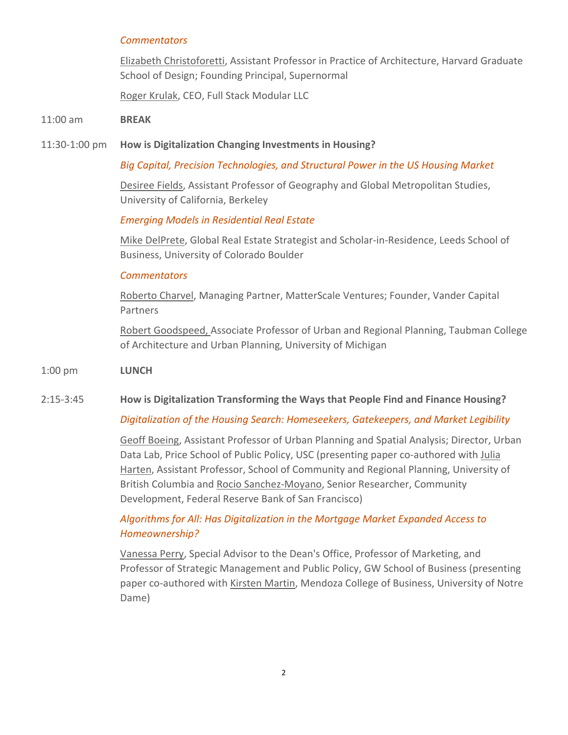*Commentators*

Elizabeth Christoforetti, Assistant Professor in Practice of Architecture, Harvard Graduate School of Design; Founding Principal, Supernormal

Roger Krulak, CEO, Full Stack Modular LLC

11:00 am **BREAK**

11:30-1:00 pm **How is Digitalization Changing Investments in Housing?**

*Big Capital, Precision Technologies, and Structural Power in the US Housing Market*

Desiree Fields, Assistant Professor of Geography and Global Metropolitan Studies, University of California, Berkeley

*Emerging Models in Residential Real Estate*

Mike DelPrete, Global Real Estate Strategist and Scholar-in-Residence, Leeds School of Business, University of Colorado Boulder

*Commentators*

Roberto Charvel, Managing Partner, MatterScale Ventures; Founder, Vander Capital Partners

Robert Goodspeed, Associate Professor of Urban and Regional Planning, Taubman College of Architecture and Urban Planning, University of Michigan

1:00 pm **LUNCH**

2:15-3:45 **How is Digitalization Transforming the Ways that People Find and Finance Housing?**

*Digitalization of the Housing Search: Homeseekers, Gatekeepers, and Market Legibility*

Geoff Boeing, Assistant Professor of Urban Planning and Spatial Analysis; Director, Urban Data Lab, Price School of Public Policy, USC (presenting paper co-authored with Julia Harten, Assistant Professor, School of Community and Regional Planning, University of British Columbia and Rocio Sanchez-Moyano, Senior Researcher, Community Development, Federal Reserve Bank of San Francisco)

*Algorithms for All: Has Digitalization in the Mortgage Market Expanded Access to Homeownership?*

Vanessa Perry, Special Advisor to the Dean's Office, Professor of Marketing, and Professor of Strategic Management and Public Policy, GW School of Business (presenting paper co-authored with Kirsten Martin, Mendoza College of Business, University of Notre Dame)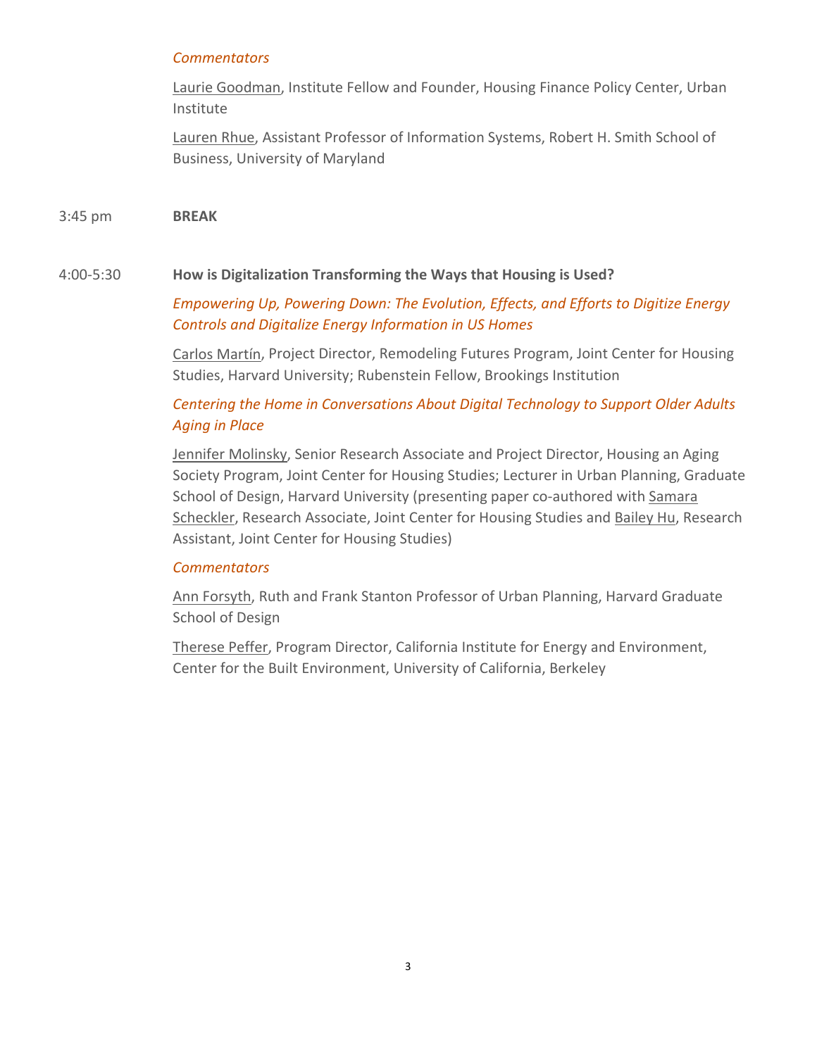*Commentators*

Laurie Goodman, Institute Fellow and Founder, Housing Finance Policy Center, Urban Institute

Lauren Rhue, Assistant Professor of Information Systems, Robert H. Smith School of Business, University of Maryland

3:45 pm **BREAK**

4:00-5:30 **How is Digitalization Transforming the Ways that Housing is Used?**

*Empowering Up, Powering Down: The Evolution, Effects, and Efforts to Digitize Energy Controls and Digitalize Energy Information in US Homes*

Carlos Martín, Project Director, Remodeling Futures Program, Joint Center for Housing Studies, Harvard University; Rubenstein Fellow, Brookings Institution

*Centering the Home in Conversations About Digital Technology to Support Older Adults Aging in Place*

Jennifer Molinsky, Senior Research Associate and Project Director, Housing an Aging Society Program, Joint Center for Housing Studies; Lecturer in Urban Planning, Graduate School of Design, Harvard University (presenting paper co-authored with Samara Scheckler, Research Associate, Joint Center for Housing Studies and Bailey Hu, Research Assistant, Joint Center for Housing Studies)

*Commentators*

Ann Forsyth, Ruth and Frank Stanton Professor of Urban Planning, Harvard Graduate School of Design

Therese Peffer, Program Director, California Institute for Energy and Environment, Center for the Built Environment, University of California, Berkeley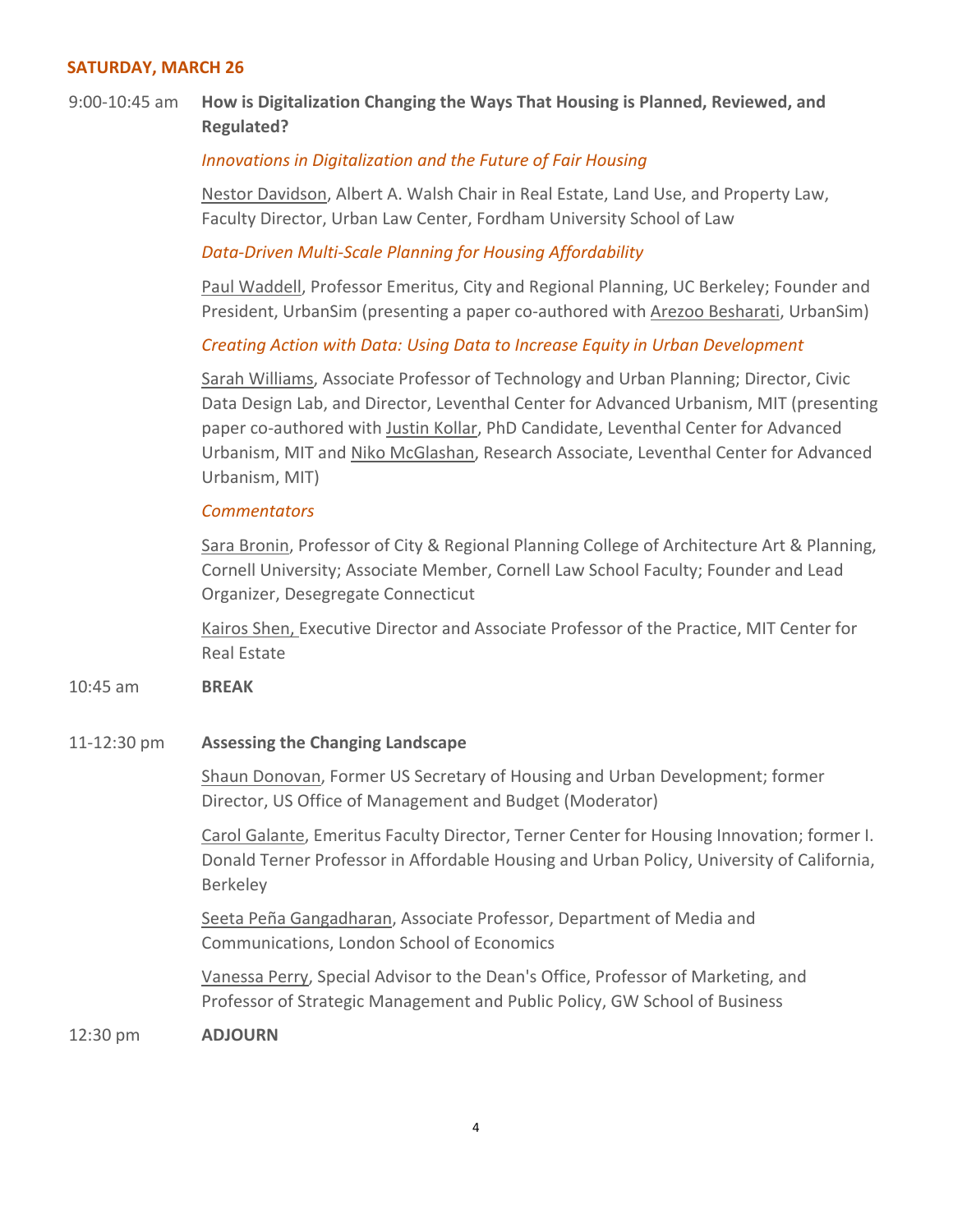## SATURDAY, MARCH 26

9:00-10:45 am **How is Digitalization Changing the Ways That Housing is Planned, Reviewed, and Regulated?**

*Innovations in Digitalization and the Future of Fair Housing*

Nestor Davidson, Albert A. Walsh Chair in Real Estate, Land Use, and Property Law, Faculty Director, Urban Law Center, Fordham University School of Law

*Data-Driven Multi-Scale Planning for Housing Affordability*

Paul Waddell, Professor Emeritus, City and Regional Planning, UC Berkeley; Founder and President, UrbanSim (presenting a paper co-authored with Arezoo Besharati, UrbanSim)

*Creating Action with Data: Using Data to Increase Equity in Urban Development*

Sarah Williams, Associate Professor of Technology and Urban Planning; Director, Civic Data Design Lab, and Director, Leventhal Center for Advanced Urbanism, MIT (presenting paper co-authored with Justin Kollar, PhD Candidate, Leventhal Center for Advanced Urbanism, MIT and Niko McGlashan, Research Associate, Leventhal Center for Advanced Urbanism, MIT)

*Commentators*

Sara Bronin, Professor of City & Regional Planning College of Architecture Art & Planning, Cornell University; Associate Member, Cornell Law School Faculty; Founder and Lead Organizer, Desegregate Connecticut

Kairos Shen, Executive Director and Associate Professor of the Practice, MIT Center for Real Estate

10:45 am **BREAK**

11-12:30 pm **Assessing the Changing Landscape**

Shaun Donovan, Former US Secretary of Housing and Urban Development; former Director, US Office of Management and Budget (Moderator)

Carol Galante, Emeritus Faculty Director, Terner Center for Housing Innovation; former I. Donald Terner Professor in Affordable Housing and Urban Policy, University of California, Berkeley

Seeta Peña Gangadharan, Associate Professor, Department of Media and Communications, London School of Economics

Vanessa Perry, Special Advisor to the Dean's Office, Professor of Marketing, and Professor of Strategic Management and Public Policy, GW School of Business

12:30 pm **ADJOURN**